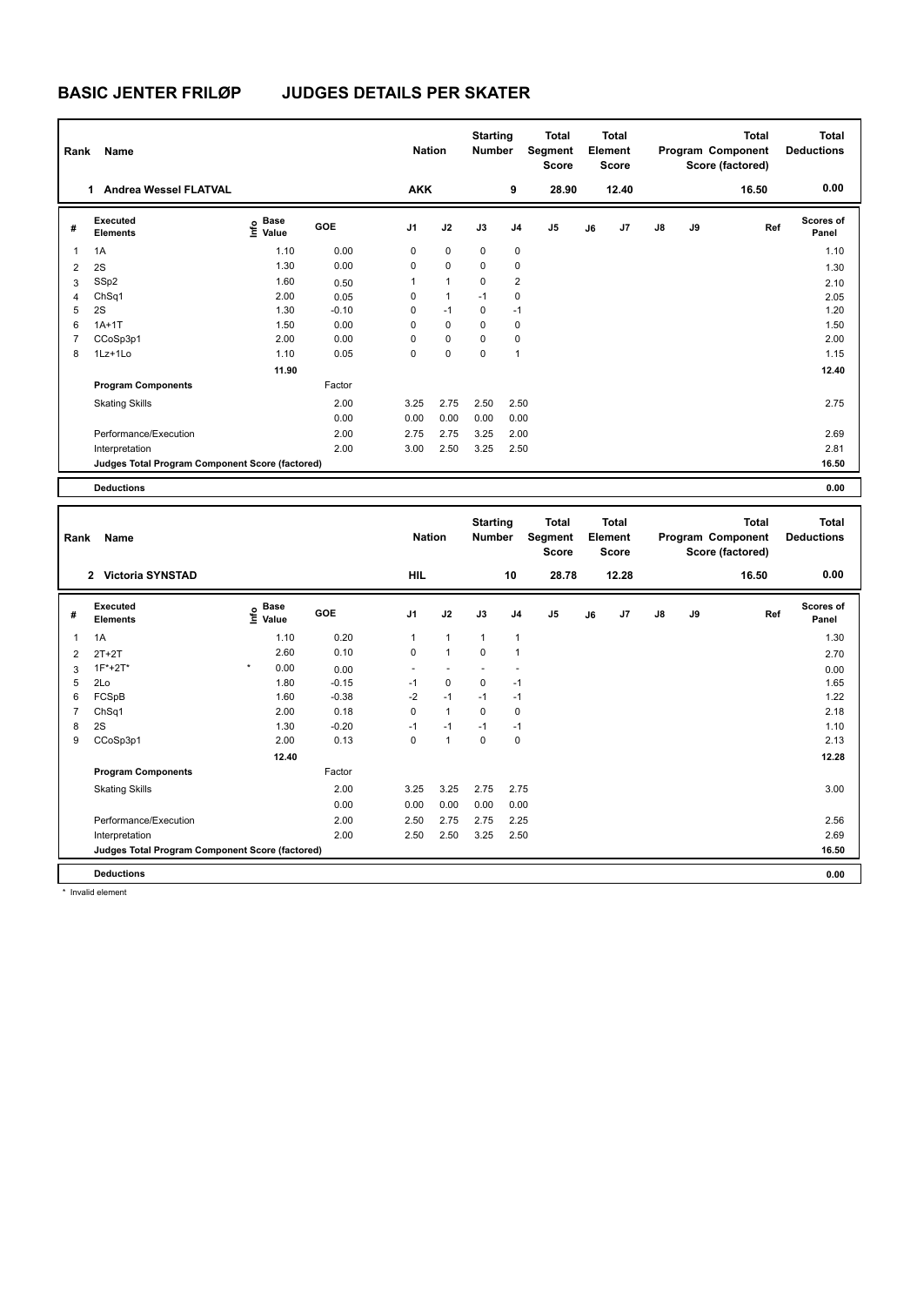# BASIC JENTER FRILØP JUDGES DETAILS PER SKATER

| Rank | Name | Nation | Starting Number | Total Segment Score | Total Element Score | Total Program Component Score (factored) | Total Deductions |
|---|---|---|---|---|---|---|---|
| 1 | Andrea Wessel FLATVAL | AKK | 9 | 28.90 | 12.40 | 16.50 | 0.00 |

| # | Executed Elements | Info | Base Value | GOE | J1 | J2 | J3 | J4 | J5 | J6 | J7 | J8 | J9 | Ref | Scores of Panel |
|---|---|---|---|---|---|---|---|---|---|---|---|---|---|---|---|
| 1 | 1A | | 1.10 | 0.00 | 0 | 0 | 0 | 0 | | | | | | | 1.10 |
| 2 | 2S | | 1.30 | 0.00 | 0 | 0 | 0 | 0 | | | | | | | 1.30 |
| 3 | SSp2 | | 1.60 | 0.50 | 1 | 1 | 0 | 2 | | | | | | | 2.10 |
| 4 | ChSq1 | | 2.00 | 0.05 | 0 | 1 | -1 | 0 | | | | | | | 2.05 |
| 5 | 2S | | 1.30 | -0.10 | 0 | -1 | 0 | -1 | | | | | | | 1.20 |
| 6 | 1A+1T | | 1.50 | 0.00 | 0 | 0 | 0 | 0 | | | | | | | 1.50 |
| 7 | CCoSp3p1 | | 2.00 | 0.00 | 0 | 0 | 0 | 0 | | | | | | | 2.00 |
| 8 | 1Lz+1Lo | | 1.10 | 0.05 | 0 | 0 | 0 | 1 | | | | | | | 1.15 |
| | | | 11.90 | | | | | | | | | | | | 12.40 |
| | Program Components | | | Factor | | | | | | | | | | | |
| | Skating Skills | | | 2.00 | 3.25 | 2.75 | 2.50 | 2.50 | | | | | | | 2.75 |
| | | | | 0.00 | 0.00 | 0.00 | 0.00 | 0.00 | | | | | | | |
| | Performance/Execution | | | 2.00 | 2.75 | 2.75 | 3.25 | 2.00 | | | | | | | 2.69 |
| | Interpretation | | | 2.00 | 3.00 | 2.50 | 3.25 | 2.50 | | | | | | | 2.81 |
| | Judges Total Program Component Score (factored) | | | | | | | | | | | | | | 16.50 |
| | Deductions | | | | | | | | | | | | | | 0.00 |

| Rank | Name | Nation | Starting Number | Total Segment Score | Total Element Score | Total Program Component Score (factored) | Total Deductions |
|---|---|---|---|---|---|---|---|
| 2 | Victoria SYNSTAD | HIL | 10 | 28.78 | 12.28 | 16.50 | 0.00 |

| # | Executed Elements | Info | Base Value | GOE | J1 | J2 | J3 | J4 | J5 | J6 | J7 | J8 | J9 | Ref | Scores of Panel |
|---|---|---|---|---|---|---|---|---|---|---|---|---|---|---|---|
| 1 | 1A | | 1.10 | 0.20 | 1 | 1 | 1 | 1 | | | | | | | 1.30 |
| 2 | 2T+2T | | 2.60 | 0.10 | 0 | 1 | 0 | 1 | | | | | | | 2.70 |
| 3 | 1F*+2T* | * | 0.00 | 0.00 | - | - | - | - | | | | | | | 0.00 |
| 5 | 2Lo | | 1.80 | -0.15 | -1 | 0 | 0 | -1 | | | | | | | 1.65 |
| 6 | FCSpB | | 1.60 | -0.38 | -2 | -1 | -1 | -1 | | | | | | | 1.22 |
| 7 | ChSq1 | | 2.00 | 0.18 | 0 | 1 | 0 | 0 | | | | | | | 2.18 |
| 8 | 2S | | 1.30 | -0.20 | -1 | -1 | -1 | -1 | | | | | | | 1.10 |
| 9 | CCoSp3p1 | | 2.00 | 0.13 | 0 | 1 | 0 | 0 | | | | | | | 2.13 |
| | | | 12.40 | | | | | | | | | | | | 12.28 |
| | Program Components | | | Factor | | | | | | | | | | | |
| | Skating Skills | | | 2.00 | 3.25 | 3.25 | 2.75 | 2.75 | | | | | | | 3.00 |
| | | | | 0.00 | 0.00 | 0.00 | 0.00 | 0.00 | | | | | | | |
| | Performance/Execution | | | 2.00 | 2.50 | 2.75 | 2.75 | 2.25 | | | | | | | 2.56 |
| | Interpretation | | | 2.00 | 2.50 | 2.50 | 3.25 | 2.50 | | | | | | | 2.69 |
| | Judges Total Program Component Score (factored) | | | | | | | | | | | | | | 16.50 |
| | Deductions | | | | | | | | | | | | | | 0.00 |

\* Invalid element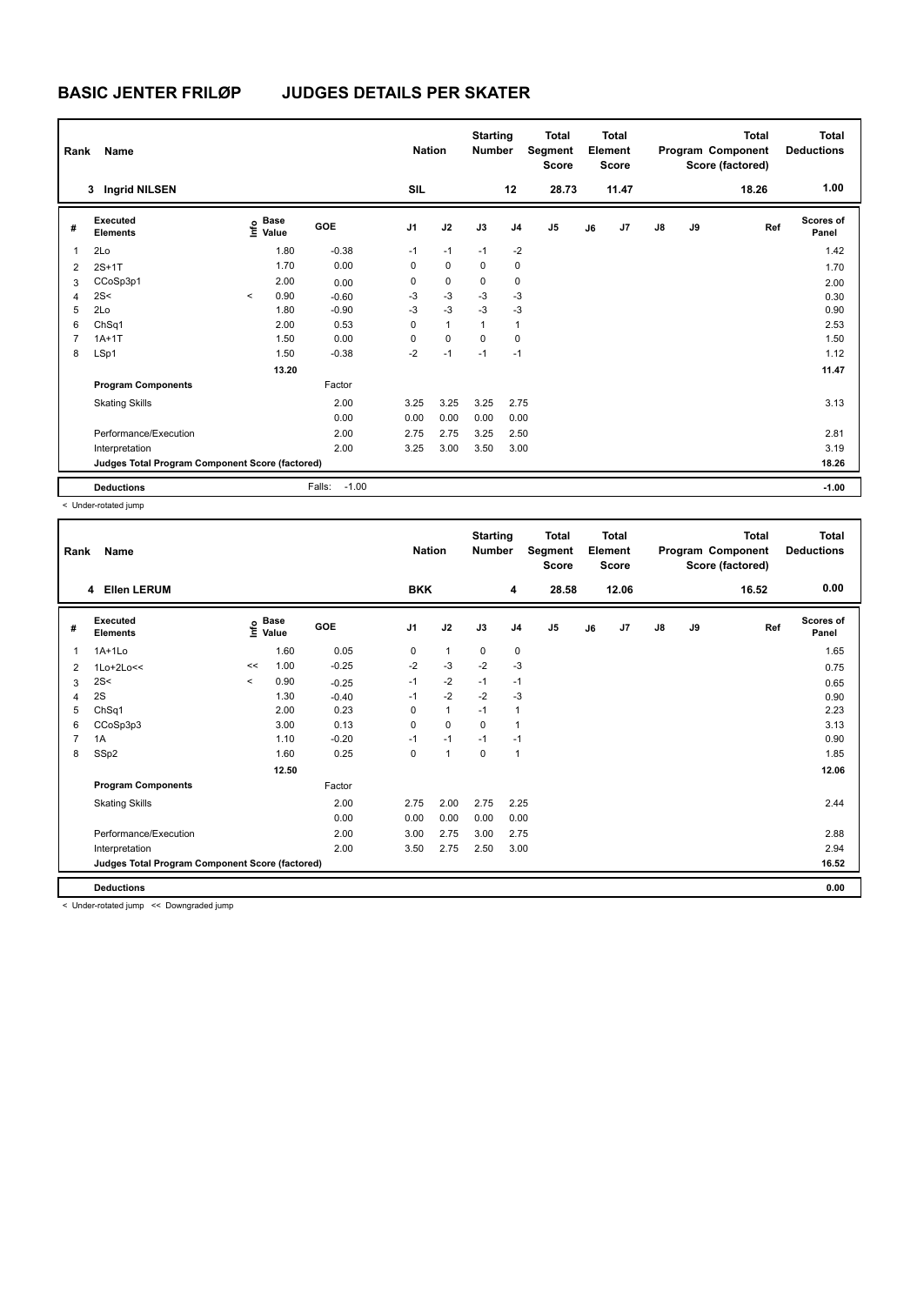# BASIC JENTER FRILØP JUDGES DETAILS PER SKATER

| Rank | Name | Nation | Starting Number | Total Segment Score | Total Element Score | Total Program Component Score (factored) | Total Deductions |
|---|---|---|---|---|---|---|---|
| 3 | Ingrid NILSEN | SIL | 12 | 28.73 | 11.47 | 18.26 | 1.00 |

| # | Executed Elements | Info | Base Value | GOE | J1 | J2 | J3 | J4 | J5 | J6 | J7 | J8 | J9 | Ref | Scores of Panel |
|---|---|---|---|---|---|---|---|---|---|---|---|---|---|---|---|
| 1 | 2Lo | | 1.80 | -0.38 | -1 | -1 | -1 | -2 | | | | | | | 1.42 |
| 2 | 2S+1T | | 1.70 | 0.00 | 0 | 0 | 0 | 0 | | | | | | | 1.70 |
| 3 | CCoSp3p1 | | 2.00 | 0.00 | 0 | 0 | 0 | 0 | | | | | | | 2.00 |
| 4 | 2S< | < | 0.90 | -0.60 | -3 | -3 | -3 | -3 | | | | | | | 0.30 |
| 5 | 2Lo | | 1.80 | -0.90 | -3 | -3 | -3 | -3 | | | | | | | 0.90 |
| 6 | ChSq1 | | 2.00 | 0.53 | 0 | 1 | 1 | 1 | | | | | | | 2.53 |
| 7 | 1A+1T | | 1.50 | 0.00 | 0 | 0 | 0 | 0 | | | | | | | 1.50 |
| 8 | LSp1 | | 1.50 | -0.38 | -2 | -1 | -1 | -1 | | | | | | | 1.12 |
| | | | 13.20 | | | | | | | | | | | | 11.47 |
| | **Program Components** | | | Factor | | | | | | | | | | | |
| | Skating Skills | | | 2.00 | 3.25 | 3.25 | 3.25 | 2.75 | | | | | | | 3.13 |
| | | | | 0.00 | 0.00 | 0.00 | 0.00 | 0.00 | | | | | | | |
| | Performance/Execution | | | 2.00 | 2.75 | 2.75 | 3.25 | 2.50 | | | | | | | 2.81 |
| | Interpretation | | | 2.00 | 3.25 | 3.00 | 3.50 | 3.00 | | | | | | | 3.19 |
| | **Judges Total Program Component Score (factored)** | | | | | | | | | | | | | | 18.26 |
| | **Deductions** | | | Falls: -1.00 | | | | | | | | | | | -1.00 |

< Under-rotated jump

| Rank | Name | Nation | Starting Number | Total Segment Score | Total Element Score | Total Program Component Score (factored) | Total Deductions |
|---|---|---|---|---|---|---|---|
| 4 | Ellen LERUM | BKK | 4 | 28.58 | 12.06 | 16.52 | 0.00 |

| # | Executed Elements | Info | Base Value | GOE | J1 | J2 | J3 | J4 | J5 | J6 | J7 | J8 | J9 | Ref | Scores of Panel |
|---|---|---|---|---|---|---|---|---|---|---|---|---|---|---|---|
| 1 | 1A+1Lo | | 1.60 | 0.05 | 0 | 1 | 0 | 0 | | | | | | | 1.65 |
| 2 | 1Lo+2Lo<< | << | 1.00 | -0.25 | -2 | -3 | -2 | -3 | | | | | | | 0.75 |
| 3 | 2S< | < | 0.90 | -0.25 | -1 | -2 | -1 | -1 | | | | | | | 0.65 |
| 4 | 2S | | 1.30 | -0.40 | -1 | -2 | -2 | -3 | | | | | | | 0.90 |
| 5 | ChSq1 | | 2.00 | 0.23 | 0 | 1 | -1 | 1 | | | | | | | 2.23 |
| 6 | CCoSp3p3 | | 3.00 | 0.13 | 0 | 0 | 0 | 1 | | | | | | | 3.13 |
| 7 | 1A | | 1.10 | -0.20 | -1 | -1 | -1 | -1 | | | | | | | 0.90 |
| 8 | SSp2 | | 1.60 | 0.25 | 0 | 1 | 0 | 1 | | | | | | | 1.85 |
| | | | 12.50 | | | | | | | | | | | | 12.06 |
| | **Program Components** | | | Factor | | | | | | | | | | | |
| | Skating Skills | | | 2.00 | 2.75 | 2.00 | 2.75 | 2.25 | | | | | | | 2.44 |
| | | | | 0.00 | 0.00 | 0.00 | 0.00 | 0.00 | | | | | | | |
| | Performance/Execution | | | 2.00 | 3.00 | 2.75 | 3.00 | 2.75 | | | | | | | 2.88 |
| | Interpretation | | | 2.00 | 3.50 | 2.75 | 2.50 | 3.00 | | | | | | | 2.94 |
| | **Judges Total Program Component Score (factored)** | | | | | | | | | | | | | | 16.52 |
| | **Deductions** | | | | | | | | | | | | | | 0.00 |

< Under-rotated jump << Downgraded jump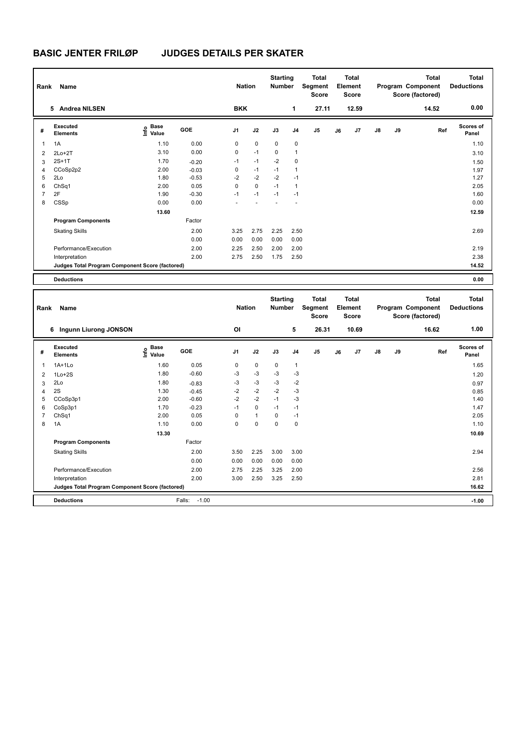# BASIC JENTER FRILØP JUDGES DETAILS PER SKATER

| Rank | Name | Nation | Starting Number | Total Segment Score | Total Element Score | Total Program Component Score (factored) | Total Deductions |
|---|---|---|---|---|---|---|---|
| 5 | Andrea NILSEN | BKK | 1 | 27.11 | 12.59 | 14.52 | 0.00 |

| # | Executed Elements | Info | Base Value | GOE | J1 | J2 | J3 | J4 | J5 | J6 | J7 | J8 | J9 | Ref | Scores of Panel |
|---|---|---|---|---|---|---|---|---|---|---|---|---|---|---|---|
| 1 | 1A | | 1.10 | 0.00 | 0 | 0 | 0 | 0 | | | | | | | 1.10 |
| 2 | 2Lo+2T | | 3.10 | 0.00 | 0 | -1 | 0 | 1 | | | | | | | 3.10 |
| 3 | 2S+1T | | 1.70 | -0.20 | -1 | -1 | -2 | 0 | | | | | | | 1.50 |
| 4 | CCoSp2p2 | | 2.00 | -0.03 | 0 | -1 | -1 | 1 | | | | | | | 1.97 |
| 5 | 2Lo | | 1.80 | -0.53 | -2 | -2 | -2 | -1 | | | | | | | 1.27 |
| 6 | ChSq1 | | 2.00 | 0.05 | 0 | 0 | -1 | 1 | | | | | | | 2.05 |
| 7 | 2F | | 1.90 | -0.30 | -1 | -1 | -1 | -1 | | | | | | | 1.60 |
| 8 | CSSp | | 0.00 | 0.00 | - | - | - | - | | | | | | | 0.00 |
| | | | 13.60 | | | | | | | | | | | | 12.59 |
| | **Program Components** | | | Factor | | | | | | | | | | | |
| | Skating Skills | | | 2.00 | 3.25 | 2.75 | 2.25 | 2.50 | | | | | | | 2.69 |
| | | | | 0.00 | 0.00 | 0.00 | 0.00 | 0.00 | | | | | | | |
| | Performance/Execution | | | 2.00 | 2.25 | 2.50 | 2.00 | 2.00 | | | | | | | 2.19 |
| | Interpretation | | | 2.00 | 2.75 | 2.50 | 1.75 | 2.50 | | | | | | | 2.38 |
| | **Judges Total Program Component Score (factored)** | | | | | | | | | | | | | | **14.52** |
| | **Deductions** | | | | | | | | | | | | | | **0.00** |

| Rank | Name | Nation | Starting Number | Total Segment Score | Total Element Score | Total Program Component Score (factored) | Total Deductions |
|---|---|---|---|---|---|---|---|
| 6 | Ingunn Liurong JONSON | OI | 5 | 26.31 | 10.69 | 16.62 | 1.00 |

| # | Executed Elements | Info | Base Value | GOE | J1 | J2 | J3 | J4 | J5 | J6 | J7 | J8 | J9 | Ref | Scores of Panel |
|---|---|---|---|---|---|---|---|---|---|---|---|---|---|---|---|
| 1 | 1A+1Lo | | 1.60 | 0.05 | 0 | 0 | 0 | 1 | | | | | | | 1.65 |
| 2 | 1Lo+2S | | 1.80 | -0.60 | -3 | -3 | -3 | -3 | | | | | | | 1.20 |
| 3 | 2Lo | | 1.80 | -0.83 | -3 | -3 | -3 | -2 | | | | | | | 0.97 |
| 4 | 2S | | 1.30 | -0.45 | -2 | -2 | -2 | -3 | | | | | | | 0.85 |
| 5 | CCoSp3p1 | | 2.00 | -0.60 | -2 | -2 | -1 | -3 | | | | | | | 1.40 |
| 6 | CoSp3p1 | | 1.70 | -0.23 | -1 | 0 | -1 | -1 | | | | | | | 1.47 |
| 7 | ChSq1 | | 2.00 | 0.05 | 0 | 1 | 0 | -1 | | | | | | | 2.05 |
| 8 | 1A | | 1.10 | 0.00 | 0 | 0 | 0 | 0 | | | | | | | 1.10 |
| | | | 13.30 | | | | | | | | | | | | 10.69 |
| | **Program Components** | | | Factor | | | | | | | | | | | |
| | Skating Skills | | | 2.00 | 3.50 | 2.25 | 3.00 | 3.00 | | | | | | | 2.94 |
| | | | | 0.00 | 0.00 | 0.00 | 0.00 | 0.00 | | | | | | | |
| | Performance/Execution | | | 2.00 | 2.75 | 2.25 | 3.25 | 2.00 | | | | | | | 2.56 |
| | Interpretation | | | 2.00 | 3.00 | 2.50 | 3.25 | 2.50 | | | | | | | 2.81 |
| | **Judges Total Program Component Score (factored)** | | | | | | | | | | | | | | **16.62** |
| | **Deductions** | | Falls: | -1.00 | | | | | | | | | | | **-1.00** |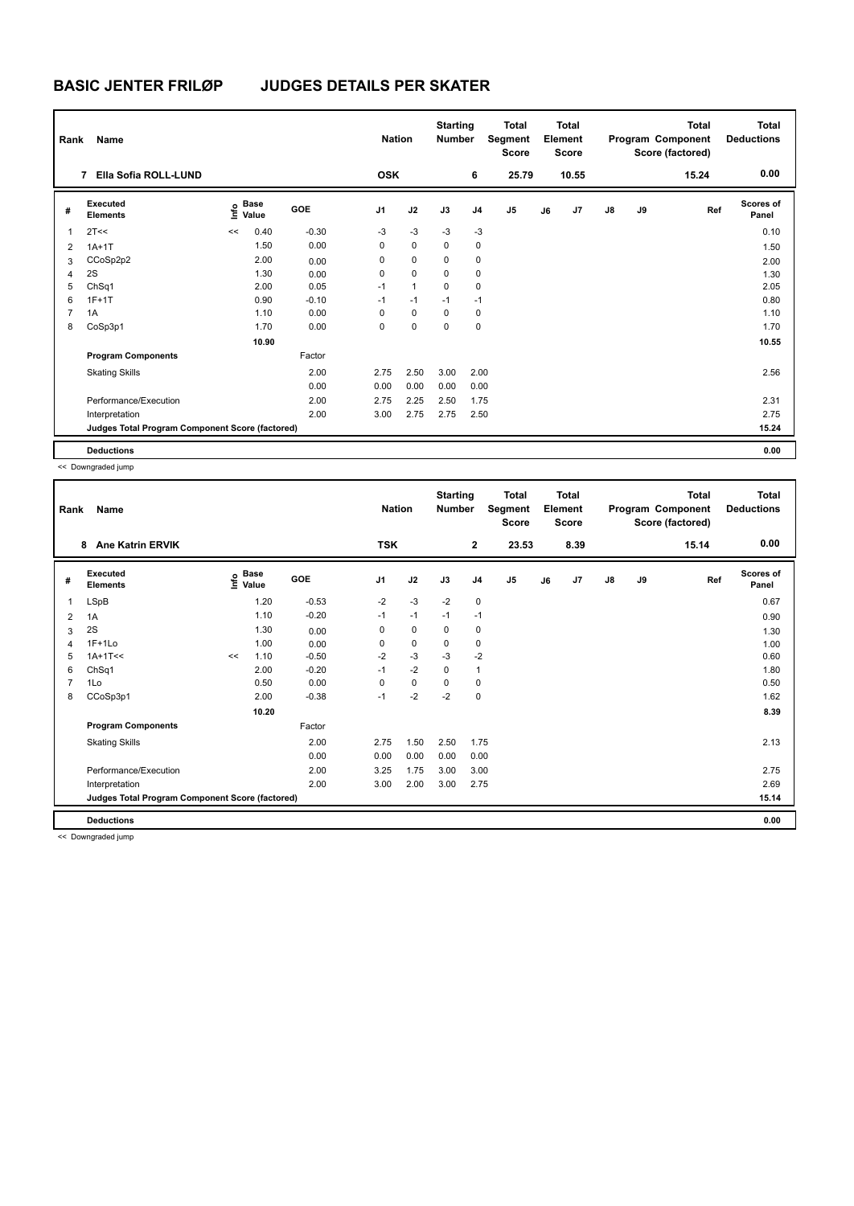# BASIC JENTER FRILØP JUDGES DETAILS PER SKATER

| Rank | Name | Nation | Starting Number | Total Segment Score | Total Element Score | Total Program Component Score (factored) | Total Deductions |
|---|---|---|---|---|---|---|---|
| 7 | Ella Sofia ROLL-LUND | OSK | 6 | 25.79 | 10.55 | 15.24 | 0.00 |

| # | Executed Elements | Info | Base Value | GOE | J1 | J2 | J3 | J4 | J5 | J6 | J7 | J8 | J9 | Ref | Scores of Panel |
|---|---|---|---|---|---|---|---|---|---|---|---|---|---|---|---|
| 1 | 2T<< | << | 0.40 | -0.30 | -3 | -3 | -3 | -3 | | | | | | | 0.10 |
| 2 | 1A+1T | | 1.50 | 0.00 | 0 | 0 | 0 | 0 | | | | | | | 1.50 |
| 3 | CCoSp2p2 | | 2.00 | 0.00 | 0 | 0 | 0 | 0 | | | | | | | 2.00 |
| 4 | 2S | | 1.30 | 0.00 | 0 | 0 | 0 | 0 | | | | | | | 1.30 |
| 5 | ChSq1 | | 2.00 | 0.05 | -1 | 1 | 0 | 0 | | | | | | | 2.05 |
| 6 | 1F+1T | | 0.90 | -0.10 | -1 | -1 | -1 | -1 | | | | | | | 0.80 |
| 7 | 1A | | 1.10 | 0.00 | 0 | 0 | 0 | 0 | | | | | | | 1.10 |
| 8 | CoSp3p1 | | 1.70 | 0.00 | 0 | 0 | 0 | 0 | | | | | | | 1.70 |
| | | | 10.90 | | | | | | | | | | | | 10.55 |
| | **Program Components** | | | Factor | | | | | | | | | | | |
| | Skating Skills | | | 2.00 | 2.75 | 2.50 | 3.00 | 2.00 | | | | | | | 2.56 |
| | | | | 0.00 | 0.00 | 0.00 | 0.00 | 0.00 | | | | | | | |
| | Performance/Execution | | | 2.00 | 2.75 | 2.25 | 2.50 | 1.75 | | | | | | | 2.31 |
| | Interpretation | | | 2.00 | 3.00 | 2.75 | 2.75 | 2.50 | | | | | | | 2.75 |
| | **Judges Total Program Component Score (factored)** | | | | | | | | | | | | | | 15.24 |
| | **Deductions** | | | | | | | | | | | | | | 0.00 |

<< Downgraded jump

| Rank | Name | Nation | Starting Number | Total Segment Score | Total Element Score | Total Program Component Score (factored) | Total Deductions |
|---|---|---|---|---|---|---|---|
| 8 | Ane Katrin ERVIK | TSK | 2 | 23.53 | 8.39 | 15.14 | 0.00 |

| # | Executed Elements | Info | Base Value | GOE | J1 | J2 | J3 | J4 | J5 | J6 | J7 | J8 | J9 | Ref | Scores of Panel |
|---|---|---|---|---|---|---|---|---|---|---|---|---|---|---|---|
| 1 | LSpB | | 1.20 | -0.53 | -2 | -3 | -2 | 0 | | | | | | | 0.67 |
| 2 | 1A | | 1.10 | -0.20 | -1 | -1 | -1 | -1 | | | | | | | 0.90 |
| 3 | 2S | | 1.30 | 0.00 | 0 | 0 | 0 | 0 | | | | | | | 1.30 |
| 4 | 1F+1Lo | | 1.00 | 0.00 | 0 | 0 | 0 | 0 | | | | | | | 1.00 |
| 5 | 1A+1T<< | << | 1.10 | -0.50 | -2 | -3 | -3 | -2 | | | | | | | 0.60 |
| 6 | ChSq1 | | 2.00 | -0.20 | -1 | -2 | 0 | 1 | | | | | | | 1.80 |
| 7 | 1Lo | | 0.50 | 0.00 | 0 | 0 | 0 | 0 | | | | | | | 0.50 |
| 8 | CCoSp3p1 | | 2.00 | -0.38 | -1 | -2 | -2 | 0 | | | | | | | 1.62 |
| | | | 10.20 | | | | | | | | | | | | 8.39 |
| | **Program Components** | | | Factor | | | | | | | | | | | |
| | Skating Skills | | | 2.00 | 2.75 | 1.50 | 2.50 | 1.75 | | | | | | | 2.13 |
| | | | | 0.00 | 0.00 | 0.00 | 0.00 | 0.00 | | | | | | | |
| | Performance/Execution | | | 2.00 | 3.25 | 1.75 | 3.00 | 3.00 | | | | | | | 2.75 |
| | Interpretation | | | 2.00 | 3.00 | 2.00 | 3.00 | 2.75 | | | | | | | 2.69 |
| | **Judges Total Program Component Score (factored)** | | | | | | | | | | | | | | 15.14 |
| | **Deductions** | | | | | | | | | | | | | | 0.00 |

<< Downgraded jump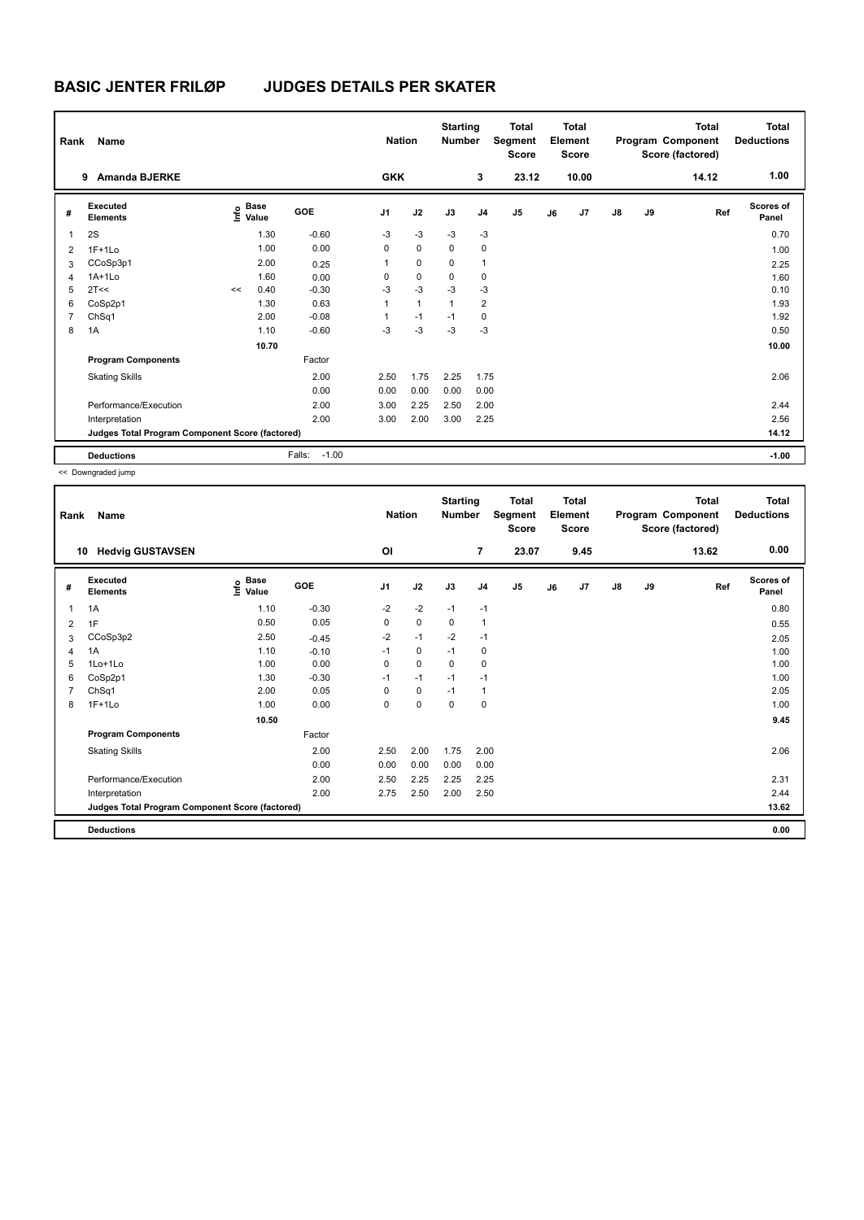# BASIC JENTER FRILØP JUDGES DETAILS PER SKATER

| Rank | Name | Nation | Starting Number | Total Segment Score | Total Element Score | Total Program Component Score (factored) | Total Deductions |
|---|---|---|---|---|---|---|---|
| 9 | Amanda BJERKE | GKK | 3 | 23.12 | 10.00 | 14.12 | 1.00 |

| # | Executed Elements | Info | Base Value | GOE | J1 | J2 | J3 | J4 | J5 | J6 | J7 | J8 | J9 | Ref | Scores of Panel |
|---|---|---|---|---|---|---|---|---|---|---|---|---|---|---|---|
| 1 | 2S | | 1.30 | -0.60 | -3 | -3 | -3 | -3 | | | | | | | 0.70 |
| 2 | 1F+1Lo | | 1.00 | 0.00 | 0 | 0 | 0 | 0 | | | | | | | 1.00 |
| 3 | CCoSp3p1 | | 2.00 | 0.25 | 1 | 0 | 0 | 1 | | | | | | | 2.25 |
| 4 | 1A+1Lo | | 1.60 | 0.00 | 0 | 0 | 0 | 0 | | | | | | | 1.60 |
| 5 | 2T<< | << | 0.40 | -0.30 | -3 | -3 | -3 | -3 | | | | | | | 0.10 |
| 6 | CoSp2p1 | | 1.30 | 0.63 | 1 | 1 | 1 | 2 | | | | | | | 1.93 |
| 7 | ChSq1 | | 2.00 | -0.08 | 1 | -1 | -1 | 0 | | | | | | | 1.92 |
| 8 | 1A | | 1.10 | -0.60 | -3 | -3 | -3 | -3 | | | | | | | 0.50 |
| | | | 10.70 | | | | | | | | | | | | 10.00 |
| | **Program Components** | | | Factor | | | | | | | | | | | |
| | Skating Skills | | | 2.00 | 2.50 | 1.75 | 2.25 | 1.75 | | | | | | | 2.06 |
| | | | | 0.00 | 0.00 | 0.00 | 0.00 | 0.00 | | | | | | | |
| | Performance/Execution | | | 2.00 | 3.00 | 2.25 | 2.50 | 2.00 | | | | | | | 2.44 |
| | Interpretation | | | 2.00 | 3.00 | 2.00 | 3.00 | 2.25 | | | | | | | 2.56 |
| | **Judges Total Program Component Score (factored)** | | | | | | | | | | | | | | 14.12 |
| | **Deductions** | | | Falls: -1.00 | | | | | | | | | | | -1.00 |

<< Downgraded jump

| Rank | Name | Nation | Starting Number | Total Segment Score | Total Element Score | Total Program Component Score (factored) | Total Deductions |
|---|---|---|---|---|---|---|---|
| 10 | Hedvig GUSTAVSEN | OI | 7 | 23.07 | 9.45 | 13.62 | 0.00 |

| # | Executed Elements | Info | Base Value | GOE | J1 | J2 | J3 | J4 | J5 | J6 | J7 | J8 | J9 | Ref | Scores of Panel |
|---|---|---|---|---|---|---|---|---|---|---|---|---|---|---|---|
| 1 | 1A | | 1.10 | -0.30 | -2 | -2 | -1 | -1 | | | | | | | 0.80 |
| 2 | 1F | | 0.50 | 0.05 | 0 | 0 | 0 | 1 | | | | | | | 0.55 |
| 3 | CCoSp3p2 | | 2.50 | -0.45 | -2 | -1 | -2 | -1 | | | | | | | 2.05 |
| 4 | 1A | | 1.10 | -0.10 | -1 | 0 | -1 | 0 | | | | | | | 1.00 |
| 5 | 1Lo+1Lo | | 1.00 | 0.00 | 0 | 0 | 0 | 0 | | | | | | | 1.00 |
| 6 | CoSp2p1 | | 1.30 | -0.30 | -1 | -1 | -1 | -1 | | | | | | | 1.00 |
| 7 | ChSq1 | | 2.00 | 0.05 | 0 | 0 | -1 | 1 | | | | | | | 2.05 |
| 8 | 1F+1Lo | | 1.00 | 0.00 | 0 | 0 | 0 | 0 | | | | | | | 1.00 |
| | | | 10.50 | | | | | | | | | | | | 9.45 |
| | **Program Components** | | | Factor | | | | | | | | | | | |
| | Skating Skills | | | 2.00 | 2.50 | 2.00 | 1.75 | 2.00 | | | | | | | 2.06 |
| | | | | 0.00 | 0.00 | 0.00 | 0.00 | 0.00 | | | | | | | |
| | Performance/Execution | | | 2.00 | 2.50 | 2.25 | 2.25 | 2.25 | | | | | | | 2.31 |
| | Interpretation | | | 2.00 | 2.75 | 2.50 | 2.00 | 2.50 | | | | | | | 2.44 |
| | **Judges Total Program Component Score (factored)** | | | | | | | | | | | | | | 13.62 |
| | **Deductions** | | | | | | | | | | | | | | 0.00 |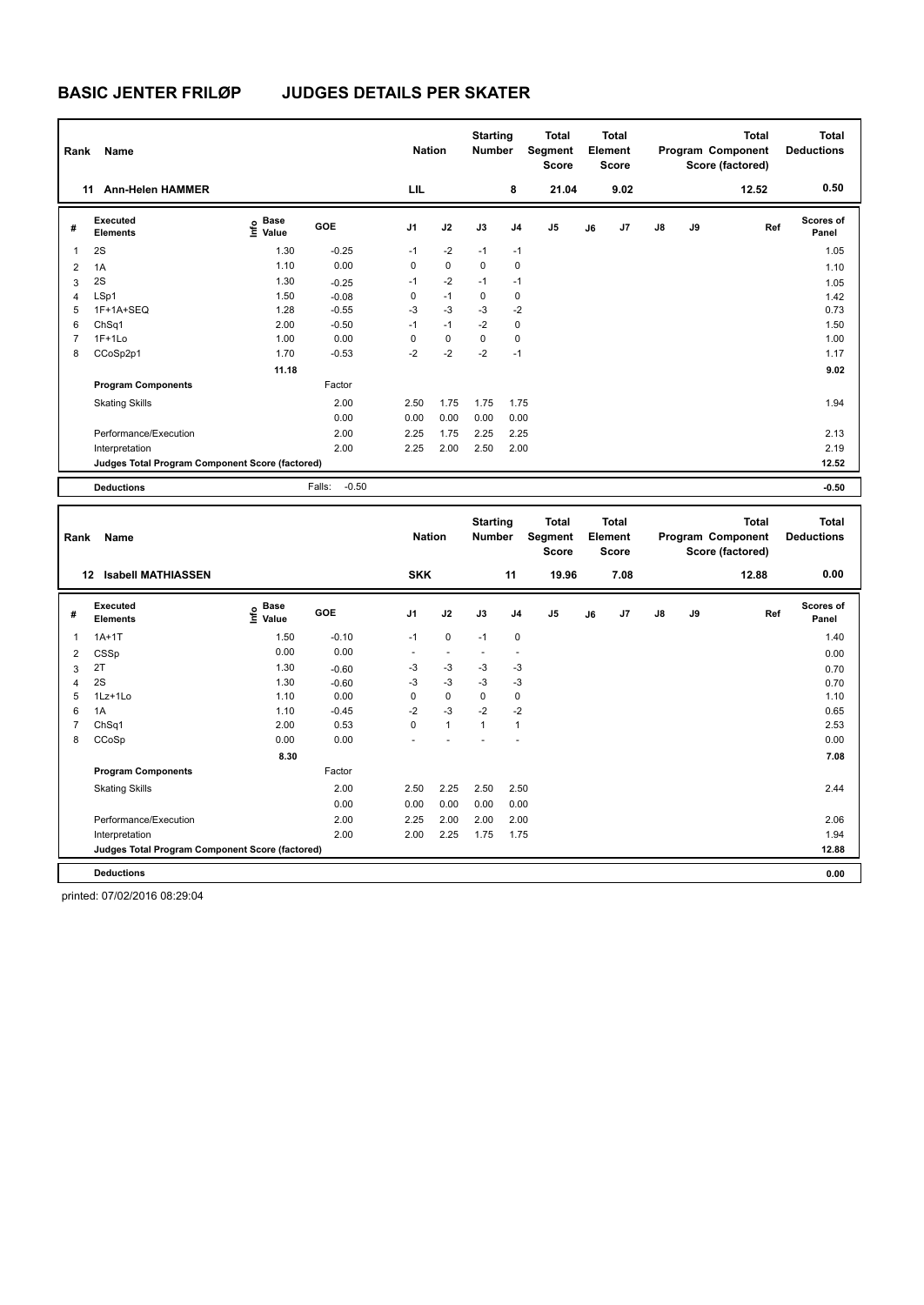# BASIC JENTER FRILØP JUDGES DETAILS PER SKATER

| Rank | Name | Nation | Starting Number | Total Segment Score | Total Element Score | Total Program Component Score (factored) | Total Deductions |
|---|---|---|---|---|---|---|---|
| 11 | Ann-Helen HAMMER | LIL | 8 | 21.04 | 9.02 | 12.52 | 0.50 |

| # | Executed Elements | Info | Base Value | GOE | J1 | J2 | J3 | J4 | J5 | J6 | J7 | J8 | J9 | Ref | Scores of Panel |
|---|---|---|---|---|---|---|---|---|---|---|---|---|---|---|---|
| 1 | 2S | | 1.30 | -0.25 | -1 | -2 | -1 | -1 | | | | | | | 1.05 |
| 2 | 1A | | 1.10 | 0.00 | 0 | 0 | 0 | 0 | | | | | | | 1.10 |
| 3 | 2S | | 1.30 | -0.25 | -1 | -2 | -1 | -1 | | | | | | | 1.05 |
| 4 | LSp1 | | 1.50 | -0.08 | 0 | -1 | 0 | 0 | | | | | | | 1.42 |
| 5 | 1F+1A+SEQ | | 1.28 | -0.55 | -3 | -3 | -3 | -2 | | | | | | | 0.73 |
| 6 | ChSq1 | | 2.00 | -0.50 | -1 | -1 | -2 | 0 | | | | | | | 1.50 |
| 7 | 1F+1Lo | | 1.00 | 0.00 | 0 | 0 | 0 | 0 | | | | | | | 1.00 |
| 8 | CCoSp2p1 | | 1.70 | -0.53 | -2 | -2 | -2 | -1 | | | | | | | 1.17 |
| | | | 11.18 | | | | | | | | | | | | 9.02 |
| | **Program Components** | | | Factor | | | | | | | | | | | |
| | Skating Skills | | | 2.00 | 2.50 | 1.75 | 1.75 | 1.75 | | | | | | | 1.94 |
| | | | | 0.00 | 0.00 | 0.00 | 0.00 | 0.00 | | | | | | | |
| | Performance/Execution | | | 2.00 | 2.25 | 1.75 | 2.25 | 2.25 | | | | | | | 2.13 |
| | Interpretation | | | 2.00 | 2.25 | 2.00 | 2.50 | 2.00 | | | | | | | 2.19 |
| | **Judges Total Program Component Score (factored)** | | | | | | | | | | | | | | 12.52 |
| | **Deductions** | | | Falls: -0.50 | | | | | | | | | | | -0.50 |

| Rank | Name | Nation | Starting Number | Total Segment Score | Total Element Score | Total Program Component Score (factored) | Total Deductions |
|---|---|---|---|---|---|---|---|
| 12 | Isabell MATHIASSEN | SKK | 11 | 19.96 | 7.08 | 12.88 | 0.00 |

| # | Executed Elements | Info | Base Value | GOE | J1 | J2 | J3 | J4 | J5 | J6 | J7 | J8 | J9 | Ref | Scores of Panel |
|---|---|---|---|---|---|---|---|---|---|---|---|---|---|---|---|
| 1 | 1A+1T | | 1.50 | -0.10 | -1 | 0 | -1 | 0 | | | | | | | 1.40 |
| 2 | CSSp | | 0.00 | 0.00 | - | - | - | - | | | | | | | 0.00 |
| 3 | 2T | | 1.30 | -0.60 | -3 | -3 | -3 | -3 | | | | | | | 0.70 |
| 4 | 2S | | 1.30 | -0.60 | -3 | -3 | -3 | -3 | | | | | | | 0.70 |
| 5 | 1Lz+1Lo | | 1.10 | 0.00 | 0 | 0 | 0 | 0 | | | | | | | 1.10 |
| 6 | 1A | | 1.10 | -0.45 | -2 | -3 | -2 | -2 | | | | | | | 0.65 |
| 7 | ChSq1 | | 2.00 | 0.53 | 0 | 1 | 1 | 1 | | | | | | | 2.53 |
| 8 | CCoSp | | 0.00 | 0.00 | - | - | - | - | | | | | | | 0.00 |
| | | | 8.30 | | | | | | | | | | | | 7.08 |
| | **Program Components** | | | Factor | | | | | | | | | | | |
| | Skating Skills | | | 2.00 | 2.50 | 2.25 | 2.50 | 2.50 | | | | | | | 2.44 |
| | | | | 0.00 | 0.00 | 0.00 | 0.00 | 0.00 | | | | | | | |
| | Performance/Execution | | | 2.00 | 2.25 | 2.00 | 2.00 | 2.00 | | | | | | | 2.06 |
| | Interpretation | | | 2.00 | 2.00 | 2.25 | 1.75 | 1.75 | | | | | | | 1.94 |
| | **Judges Total Program Component Score (factored)** | | | | | | | | | | | | | | 12.88 |
| | **Deductions** | | | | | | | | | | | | | | 0.00 |

printed: 07/02/2016 08:29:04